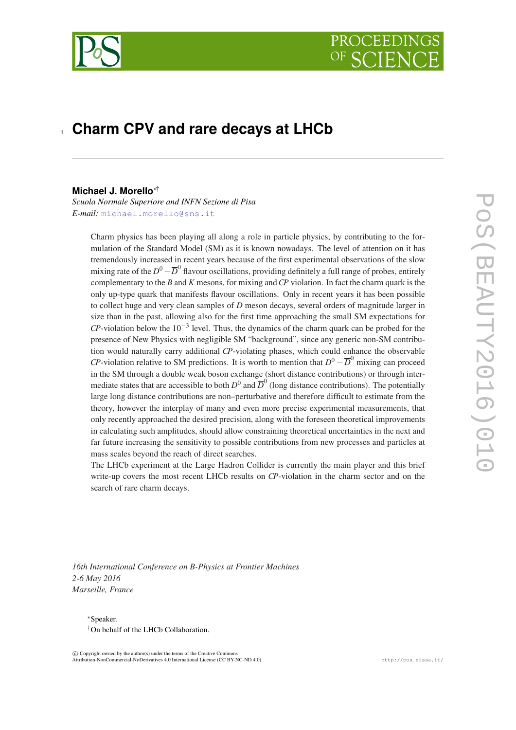# Charm CPV and rare decays at LHCb

**Michael J. Morello**[∗†]

*Scuola Normale Superiore and INFN Sezione di Pisa*

*E-mail:* michael.morello@sns.it

Charm physics has been playing all along a role in particle physics, by contributing to the formulation of the Standard Model (SM) as it is known nowadays. The level of attention on it has tremendously increased in recent years because of the first experimental observations of the slow mixing rate of the $D^0-\overline{D}^0$ flavour oscillations, providing definitely a full range of probes, entirely complementary to the $B$ and $K$ mesons, for mixing and *CP* violation. In fact the charm quark is the only up-type quark that manifests flavour oscillations. Only in recent years it has been possible to collect huge and very clean samples of $D$ meson decays, several orders of magnitude larger in size than in the past, allowing also for the first time approaching the small SM expectations for *CP*-violation below the $10^{-3}$ level. Thus, the dynamics of the charm quark can be probed for the presence of New Physics with negligible SM "background", since any generic non-SM contribution would naturally carry additional *CP*-violating phases, which could enhance the observable *CP*-violation relative to SM predictions. It is worth to mention that $D^0-\overline{D}^0$ mixing can proceed in the SM through a double weak boson exchange (short distance contributions) or through intermediate states that are accessible to both $D^0$ and $\overline{D}^0$ (long distance contributions). The potentially large long distance contributions are non–perturbative and therefore difficult to estimate from the theory, however the interplay of many and even more precise experimental measurements, that only recently approached the desired precision, along with the foreseen theoretical improvements in calculating such amplitudes, should allow constraining theoretical uncertainties in the next and far future increasing the sensitivity to possible contributions from new processes and particles at mass scales beyond the reach of direct searches.

The LHCb experiment at the Large Hadron Collider is currently the main player and this brief write-up covers the most recent LHCb results on *CP*-violation in the charm sector and on the search of rare charm decays.

*16th International Conference on B-Physics at Frontier Machines*
*2-6 May 2016*
*Marseille, France*

---

∗Speaker.

†On behalf of the LHCb Collaboration.

© Copyright owned by the author(s) under the terms of the Creative Commons Attribution-NonCommercial-NoDerivatives 4.0 International License (CC BY-NC-ND 4.0).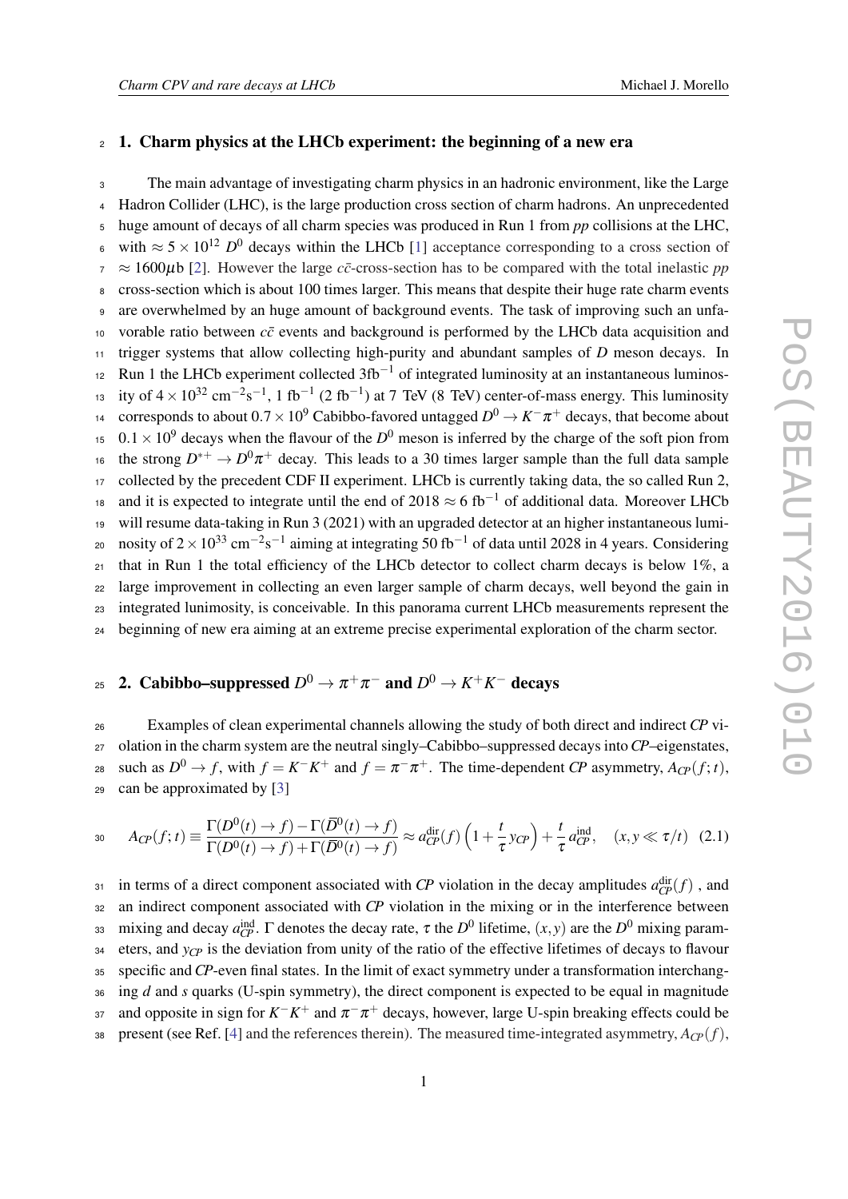## 1. Charm physics at the LHCb experiment: the beginning of a new era

The main advantage of investigating charm physics in an hadronic environment, like the Large Hadron Collider (LHC), is the large production cross section of charm hadrons. An unprecedented huge amount of decays of all charm species was produced in Run 1 from *pp* collisions at the LHC, with $\approx 5 \times 10^{12}$ $D^0$ decays within the LHCb [1] acceptance corresponding to a cross section of $\approx 1600\mu$b [2]. However the large $c\bar{c}$-cross-section has to be compared with the total inelastic *pp* cross-section which is about 100 times larger. This means that despite their huge rate charm events are overwhelmed by an huge amount of background events. The task of improving such an unfavorable ratio between $c\bar{c}$ events and background is performed by the LHCb data acquisition and trigger systems that allow collecting high-purity and abundant samples of *D* meson decays. In Run 1 the LHCb experiment collected 3fb$^{-1}$ of integrated luminosity at an instantaneous luminosity of $4 \times 10^{32}$ cm$^{-2}$s$^{-1}$, 1 fb$^{-1}$ (2 fb$^{-1}$) at 7 TeV (8 TeV) center-of-mass energy. This luminosity corresponds to about $0.7 \times 10^9$ Cabibbo-favored untagged $D^0 \to K^-\pi^+$ decays, that become about $0.1 \times 10^9$ decays when the flavour of the $D^0$ meson is inferred by the charge of the soft pion from the strong $D^{*+} \to D^0\pi^+$ decay. This leads to a 30 times larger sample than the full data sample collected by the precedent CDF II experiment. LHCb is currently taking data, the so called Run 2, and it is expected to integrate until the end of 2018 $\approx 6$ fb$^{-1}$ of additional data. Moreover LHCb will resume data-taking in Run 3 (2021) with an upgraded detector at an higher instantaneous luminosity of $2 \times 10^{33}$ cm$^{-2}$s$^{-1}$ aiming at integrating 50 fb$^{-1}$ of data until 2028 in 4 years. Considering that in Run 1 the total efficiency of the LHCb detector to collect charm decays is below 1%, a large improvement in collecting an even larger sample of charm decays, well beyond the gain in integrated lunimosity, is conceivable. In this panorama current LHCb measurements represent the beginning of new era aiming at an extreme precise experimental exploration of the charm sector.

## 2. Cabibbo–suppressed $D^0 \to \pi^+\pi^-$ and $D^0 \to K^+K^-$ decays

Examples of clean experimental channels allowing the study of both direct and indirect *CP* violation in the charm system are the neutral singly–Cabibbo–suppressed decays into *CP*–eigenstates, such as $D^0 \to f$, with $f = K^-K^+$ and $f = \pi^-\pi^+$. The time-dependent *CP* asymmetry, $A_{CP}(f;t)$, can be approximated by [3]

$$A_{CP}(f;t) \equiv \frac{\Gamma(D^0(t) \to f) - \Gamma(\overline{D}^0(t) \to f)}{\Gamma(D^0(t) \to f) + \Gamma(\overline{D}^0(t) \to f)} \approx a_{CP}^{\rm dir}(f)\left(1 + \frac{t}{\tau}\, y_{CP}\right) + \frac{t}{\tau}\, a_{CP}^{\rm ind}, \quad (x, y \ll \tau/t) \quad (2.1)$$

in terms of a direct component associated with *CP* violation in the decay amplitudes $a_{CP}^{\rm dir}(f)$ , and an indirect component associated with *CP* violation in the mixing or in the interference between mixing and decay $a_{CP}^{\rm ind}$. $\Gamma$ denotes the decay rate, $\tau$ the $D^0$ lifetime, $(x, y)$ are the $D^0$ mixing parameters, and $y_{CP}$ is the deviation from unity of the ratio of the effective lifetimes of decays to flavour specific and *CP*-even final states. In the limit of exact symmetry under a transformation interchanging *d* and *s* quarks (U-spin symmetry), the direct component is expected to be equal in magnitude and opposite in sign for $K^-K^+$ and $\pi^-\pi^+$ decays, however, large U-spin breaking effects could be present (see Ref. [4] and the references therein). The measured time-integrated asymmetry, $A_{CP}(f)$,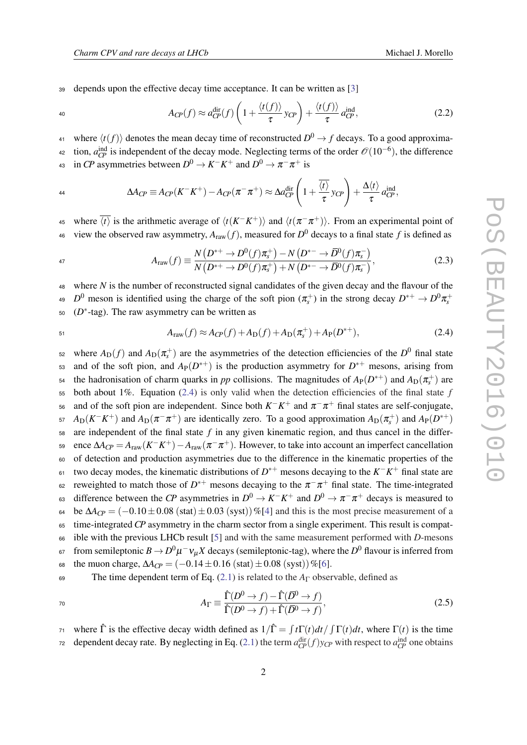depends upon the effective decay time acceptance. It can be written as [3]

$$A_{CP}(f) \approx a_{CP}^{\rm dir}(f)\left(1+\frac{\langle t(f)\rangle}{\tau}\,y_{CP}\right)+\frac{\langle t(f)\rangle}{\tau}\,a_{CP}^{\rm ind}, \tag{2.2}$$

where $\langle t(f)\rangle$ denotes the mean decay time of reconstructed $D^0 \to f$ decays. To a good approximation, $a_{CP}^{\rm ind}$ is independent of the decay mode. Neglecting terms of the order $\mathcal{O}(10^{-6})$, the difference in *CP* asymmetries between $D^0 \to K^-K^+$ and $D^0 \to \pi^-\pi^+$ is

$$\Delta A_{CP} \equiv A_{CP}(K^-K^+) - A_{CP}(\pi^-\pi^+) \approx \Delta a_{CP}^{\rm dir}\left(1+\frac{\overline{\langle t\rangle}}{\tau}\,y_{CP}\right)+\frac{\Delta\langle t\rangle}{\tau}\,a_{CP}^{\rm ind},$$

where $\overline{\langle t\rangle}$ is the arithmetic average of $\langle t(K^-K^+)\rangle$ and $\langle t(\pi^-\pi^+)\rangle$. From an experimental point of view the observed raw asymmetry, $A_{\rm raw}(f)$, measured for $D^0$ decays to a final state $f$ is defined as

$$A_{\rm raw}(f) \equiv \frac{N\left(D^{*+}\to D^0(f)\pi_s^+\right)-N\left(D^{*-}\to \bar{D}^0(f)\pi_s^-\right)}{N\left(D^{*+}\to D^0(f)\pi_s^+\right)+N\left(D^{*-}\to \bar{D}^0(f)\pi_s^-\right)}, \tag{2.3}$$

where $N$ is the number of reconstructed signal candidates of the given decay and the flavour of the $D^0$ meson is identified using the charge of the soft pion ($\pi_s^+$) in the strong decay $D^{*+}\to D^0\pi_s^+$ ($D^*$-tag). The raw asymmetry can be written as

$$A_{\rm raw}(f) \approx A_{CP}(f) + A_{\rm D}(f) + A_{\rm D}(\pi_s^+) + A_{\rm P}(D^{*+}), \tag{2.4}$$

where $A_{\rm D}(f)$ and $A_{\rm D}(\pi_s^+)$ are the asymmetries of the detection efficiencies of the $D^0$ final state and of the soft pion, and $A_{\rm P}(D^{*+})$ is the production asymmetry for $D^{*+}$ mesons, arising from the hadronisation of charm quarks in *pp* collisions. The magnitudes of $A_{\rm P}(D^{*+})$ and $A_{\rm D}(\pi_s^+)$ are both about 1%. Equation (2.4) is only valid when the detection efficiencies of the final state $f$ and of the soft pion are independent. Since both $K^-K^+$ and $\pi^-\pi^+$ final states are self-conjugate, $A_{\rm D}(K^-K^+)$ and $A_{\rm D}(\pi^-\pi^+)$ are identically zero. To a good approximation $A_{\rm D}(\pi_s^+)$ and $A_{\rm P}(D^{*+})$ are independent of the final state $f$ in any given kinematic region, and thus cancel in the difference $\Delta A_{CP} = A_{\rm raw}(K^-K^+) - A_{\rm raw}(\pi^-\pi^+)$. However, to take into account an imperfect cancellation of detection and production asymmetries due to the difference in the kinematic properties of the two decay modes, the kinematic distributions of $D^{*+}$ mesons decaying to the $K^-K^+$ final state are reweighted to match those of $D^{*+}$ mesons decaying to the $\pi^-\pi^+$ final state. The time-integrated difference between the *CP* asymmetries in $D^0 \to K^-K^+$ and $D^0 \to \pi^-\pi^+$ decays is measured to be $\Delta A_{CP} = (-0.10 \pm 0.08\,(\rm stat) \pm 0.03\,(\rm syst))\,\%$[4] and this is the most precise measurement of a time-integrated *CP* asymmetry in the charm sector from a single experiment. This result is compatible with the previous LHCb result [5] and with the same measurement performed with *D*-mesons from semileptonic $B \to D^0\mu^-\nu_\mu X$ decays (semileptonic-tag), where the $D^0$ flavour is inferred from the muon charge, $\Delta A_{CP} = (-0.14 \pm 0.16\,(\rm stat) \pm 0.08\,(\rm syst))\,\%$[6].

The time dependent term of Eq. (2.1) is related to the $A_\Gamma$ observable, defined as

$$A_\Gamma \equiv \frac{\hat{\Gamma}(D^0\to f)-\hat{\Gamma}(\bar{D}^0\to f)}{\hat{\Gamma}(D^0\to f)+\hat{\Gamma}(\bar{D}^0\to f)}, \tag{2.5}$$

where $\hat{\Gamma}$ is the effective decay width defined as $1/\hat{\Gamma} = \int t\Gamma(t)dt / \int \Gamma(t)dt$, where $\Gamma(t)$ is the time dependent decay rate. By neglecting in Eq. (2.1) the term $a_{CP}^{\rm dir}(f)y_{CP}$ with respect to $a_{CP}^{\rm ind}$ one obtains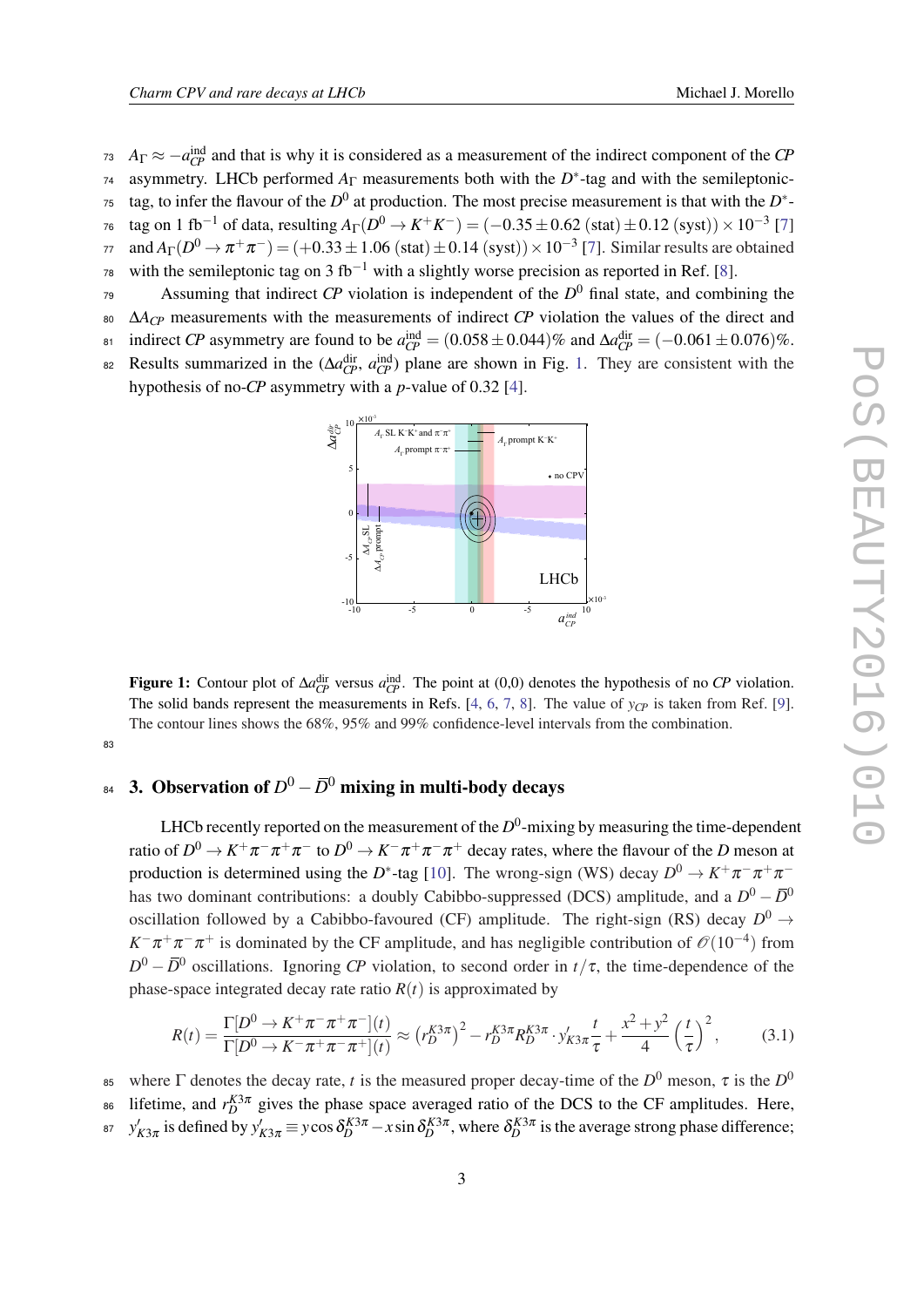$A_\Gamma \approx -a_{CP}^{\rm ind}$ and that is why it is considered as a measurement of the indirect component of the *CP* asymmetry. LHCb performed $A_\Gamma$ measurements both with the $D^*$-tag and with the semileptonic-tag, to infer the flavour of the $D^0$ at production. The most precise measurement is that with the $D^*$-tag on 1 fb$^{-1}$ of data, resulting $A_\Gamma(D^0 \to K^+K^-) = (-0.35 \pm 0.62\ ({\rm stat}) \pm 0.12\ ({\rm syst})) \times 10^{-3}$ [7] and $A_\Gamma(D^0 \to \pi^+\pi^-) = (+0.33 \pm 1.06\ ({\rm stat}) \pm 0.14\ ({\rm syst})) \times 10^{-3}$ [7]. Similar results are obtained with the semileptonic tag on 3 fb$^{-1}$ with a slightly worse precision as reported in Ref. [8].

Assuming that indirect *CP* violation is independent of the $D^0$ final state, and combining the $\Delta A_{CP}$ measurements with the measurements of indirect *CP* violation the values of the direct and indirect *CP* asymmetry are found to be $a_{CP}^{\rm ind} = (0.058 \pm 0.044)\%$ and $\Delta a_{CP}^{\rm dir} = (-0.061 \pm 0.076)\%$. Results summarized in the ($\Delta a_{CP}^{\rm dir}$, $a_{CP}^{\rm ind}$) plane are shown in Fig. 1. They are consistent with the hypothesis of no-*CP* asymmetry with a *p*-value of 0.32 [4].

**Figure 1:** Contour plot of $\Delta a_{CP}^{\rm dir}$ versus $a_{CP}^{\rm ind}$. The point at (0,0) denotes the hypothesis of no *CP* violation. The solid bands represent the measurements in Refs. [4, 6, 7, 8]. The value of $y_{CP}$ is taken from Ref. [9]. The contour lines shows the 68%, 95% and 99% confidence-level intervals from the combination.

## 3. Observation of $D^0 - \overline{D}^0$ mixing in multi-body decays

LHCb recently reported on the measurement of the $D^0$-mixing by measuring the time-dependent ratio of $D^0 \to K^+\pi^-\pi^+\pi^-$ to $D^0 \to K^-\pi^+\pi^-\pi^+$ decay rates, where the flavour of the $D$ meson at production is determined using the $D^*$-tag [10]. The wrong-sign (WS) decay $D^0 \to K^+\pi^-\pi^+\pi^-$ has two dominant contributions: a doubly Cabibbo-suppressed (DCS) amplitude, and a $D^0 - \overline{D}^0$ oscillation followed by a Cabibbo-favoured (CF) amplitude. The right-sign (RS) decay $D^0 \to K^-\pi^+\pi^-\pi^+$ is dominated by the CF amplitude, and has negligible contribution of $\mathcal{O}(10^{-4})$ from $D^0 - \overline{D}^0$ oscillations. Ignoring *CP* violation, to second order in $t/\tau$, the time-dependence of the phase-space integrated decay rate ratio $R(t)$ is approximated by

$$R(t) = \frac{\Gamma[D^0 \to K^+\pi^-\pi^+\pi^-](t)}{\Gamma[D^0 \to K^-\pi^+\pi^-\pi^+](t)} \approx \left(r_D^{K3\pi}\right)^2 - r_D^{K3\pi} R_D^{K3\pi} \cdot y'_{K3\pi} \frac{t}{\tau} + \frac{x^2+y^2}{4}\left(\frac{t}{\tau}\right)^2, \tag{3.1}$$

where $\Gamma$ denotes the decay rate, $t$ is the measured proper decay-time of the $D^0$ meson, $\tau$ is the $D^0$ lifetime, and $r_D^{K3\pi}$ gives the phase space averaged ratio of the DCS to the CF amplitudes. Here, $y'_{K3\pi}$ is defined by $y'_{K3\pi} \equiv y \cos \delta_D^{K3\pi} - x \sin \delta_D^{K3\pi}$, where $\delta_D^{K3\pi}$ is the average strong phase difference;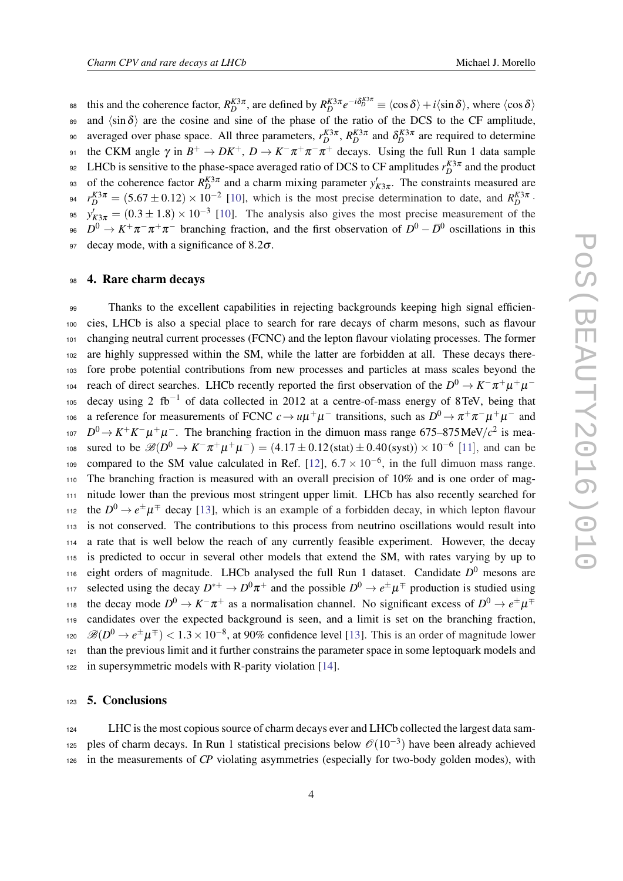this and the coherence factor, $R_D^{K3\pi}$, are defined by $R_D^{K3\pi} e^{-i\delta_D^{K3\pi}} \equiv \langle \cos\delta \rangle + i \langle \sin\delta \rangle$, where $\langle \cos\delta \rangle$ and $\langle \sin\delta \rangle$ are the cosine and sine of the phase of the ratio of the DCS to the CF amplitude, averaged over phase space. All three parameters, $r_D^{K3\pi}$, $R_D^{K3\pi}$ and $\delta_D^{K3\pi}$ are required to determine the CKM angle $\gamma$ in $B^+ \to DK^+$, $D \to K^-\pi^+\pi^-\pi^+$ decays. Using the full Run 1 data sample LHCb is sensitive to the phase-space averaged ratio of DCS to CF amplitudes $r_D^{K3\pi}$ and the product of the coherence factor $R_D^{K3\pi}$ and a charm mixing parameter $y'_{K3\pi}$. The constraints measured are $r_D^{K3\pi} = (5.67 \pm 0.12) \times 10^{-2}$ [10], which is the most precise determination to date, and $R_D^{K3\pi} \cdot y'_{K3\pi} = (0.3 \pm 1.8) \times 10^{-3}$ [10]. The analysis also gives the most precise measurement of the $D^0 \to K^+\pi^-\pi^+\pi^-$ branching fraction, and the first observation of $D^0 - \bar{D}^0$ oscillations in this decay mode, with a significance of $8.2\sigma$.

## 4. Rare charm decays

Thanks to the excellent capabilities in rejecting backgrounds keeping high signal efficiencies, LHCb is also a special place to search for rare decays of charm mesons, such as flavour changing neutral current processes (FCNC) and the lepton flavour violating processes. The former are highly suppressed within the SM, while the latter are forbidden at all. These decays therefore probe potential contributions from new processes and particles at mass scales beyond the reach of direct searches. LHCb recently reported the first observation of the $D^0 \to K^-\pi^+\mu^+\mu^-$ decay using 2 fb$^{-1}$ of data collected in 2012 at a centre-of-mass energy of 8 TeV, being that a reference for measurements of FCNC $c \to u\mu^+\mu^-$ transitions, such as $D^0 \to \pi^+\pi^-\mu^+\mu^-$ and $D^0 \to K^+K^-\mu^+\mu^-$. The branching fraction in the dimuon mass range 675–875 MeV/$c^2$ is measured to be $\mathscr{B}(D^0 \to K^-\pi^+\mu^+\mu^-) = (4.17 \pm 0.12(\text{stat}) \pm 0.40(\text{syst})) \times 10^{-6}$ [11], and can be compared to the SM value calculated in Ref. [12], $6.7 \times 10^{-6}$, in the full dimuon mass range. The branching fraction is measured with an overall precision of 10% and is one order of magnitude lower than the previous most stringent upper limit. LHCb has also recently searched for the $D^0 \to e^\pm\mu^\mp$ decay [13], which is an example of a forbidden decay, in which lepton flavour is not conserved. The contributions to this process from neutrino oscillations would result into a rate that is well below the reach of any currently feasible experiment. However, the decay is predicted to occur in several other models that extend the SM, with rates varying by up to eight orders of magnitude. LHCb analysed the full Run 1 dataset. Candidate $D^0$ mesons are selected using the decay $D^{*+} \to D^0\pi^+$ and the possible $D^0 \to e^\pm\mu^\mp$ production is studied using the decay mode $D^0 \to K^-\pi^+$ as a normalisation channel. No significant excess of $D^0 \to e^\pm\mu^\mp$ candidates over the expected background is seen, and a limit is set on the branching fraction, $\mathscr{B}(D^0 \to e^\pm\mu^\mp) < 1.3 \times 10^{-8}$, at 90% confidence level [13]. This is an order of magnitude lower than the previous limit and it further constrains the parameter space in some leptoquark models and in supersymmetric models with R-parity violation [14].

## 5. Conclusions

LHC is the most copious source of charm decays ever and LHCb collected the largest data samples of charm decays. In Run 1 statistical precisions below $\mathscr{O}(10^{-3})$ have been already achieved in the measurements of *CP* violating asymmetries (especially for two-body golden modes), with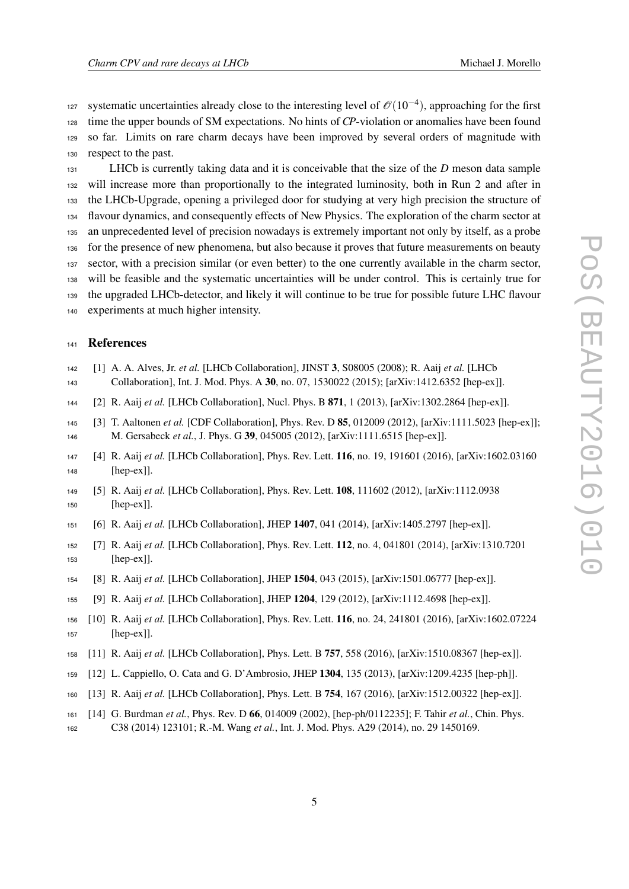systematic uncertainties already close to the interesting level of $\mathcal{O}(10^{-4})$, approaching for the first time the upper bounds of SM expectations. No hints of *CP*-violation or anomalies have been found so far. Limits on rare charm decays have been improved by several orders of magnitude with respect to the past.

LHCb is currently taking data and it is conceivable that the size of the *D* meson data sample will increase more than proportionally to the integrated luminosity, both in Run 2 and after in the LHCb-Upgrade, opening a privileged door for studying at very high precision the structure of flavour dynamics, and consequently effects of New Physics. The exploration of the charm sector at an unprecedented level of precision nowadays is extremely important not only by itself, as a probe for the presence of new phenomena, but also because it proves that future measurements on beauty sector, with a precision similar (or even better) to the one currently available in the charm sector, will be feasible and the systematic uncertainties will be under control. This is certainly true for the upgraded LHCb-detector, and likely it will continue to be true for possible future LHC flavour experiments at much higher intensity.

## References

[1] A. A. Alves, Jr. *et al.* [LHCb Collaboration], JINST **3**, S08005 (2008); R. Aaij *et al.* [LHCb Collaboration], Int. J. Mod. Phys. A **30**, no. 07, 1530022 (2015); [arXiv:1412.6352 [hep-ex]].

[2] R. Aaij *et al.* [LHCb Collaboration], Nucl. Phys. B **871**, 1 (2013), [arXiv:1302.2864 [hep-ex]].

[3] T. Aaltonen *et al.* [CDF Collaboration], Phys. Rev. D **85**, 012009 (2012), [arXiv:1111.5023 [hep-ex]]; M. Gersabeck *et al.*, J. Phys. G **39**, 045005 (2012), [arXiv:1111.6515 [hep-ex]].

[4] R. Aaij *et al.* [LHCb Collaboration], Phys. Rev. Lett. **116**, no. 19, 191601 (2016), [arXiv:1602.03160 [hep-ex]].

[5] R. Aaij *et al.* [LHCb Collaboration], Phys. Rev. Lett. **108**, 111602 (2012), [arXiv:1112.0938 [hep-ex]].

[6] R. Aaij *et al.* [LHCb Collaboration], JHEP **1407**, 041 (2014), [arXiv:1405.2797 [hep-ex]].

[7] R. Aaij *et al.* [LHCb Collaboration], Phys. Rev. Lett. **112**, no. 4, 041801 (2014), [arXiv:1310.7201 [hep-ex]].

[8] R. Aaij *et al.* [LHCb Collaboration], JHEP **1504**, 043 (2015), [arXiv:1501.06777 [hep-ex]].

[9] R. Aaij *et al.* [LHCb Collaboration], JHEP **1204**, 129 (2012), [arXiv:1112.4698 [hep-ex]].

[10] R. Aaij *et al.* [LHCb Collaboration], Phys. Rev. Lett. **116**, no. 24, 241801 (2016), [arXiv:1602.07224 [hep-ex]].

[11] R. Aaij *et al.* [LHCb Collaboration], Phys. Lett. B **757**, 558 (2016), [arXiv:1510.08367 [hep-ex]].

[12] L. Cappiello, O. Cata and G. D'Ambrosio, JHEP **1304**, 135 (2013), [arXiv:1209.4235 [hep-ph]].

[13] R. Aaij *et al.* [LHCb Collaboration], Phys. Lett. B **754**, 167 (2016), [arXiv:1512.00322 [hep-ex]].

[14] G. Burdman *et al.*, Phys. Rev. D **66**, 014009 (2002), [hep-ph/0112235]; F. Tahir *et al.*, Chin. Phys. C38 (2014) 123101; R.-M. Wang *et al.*, Int. J. Mod. Phys. A29 (2014), no. 29 1450169.